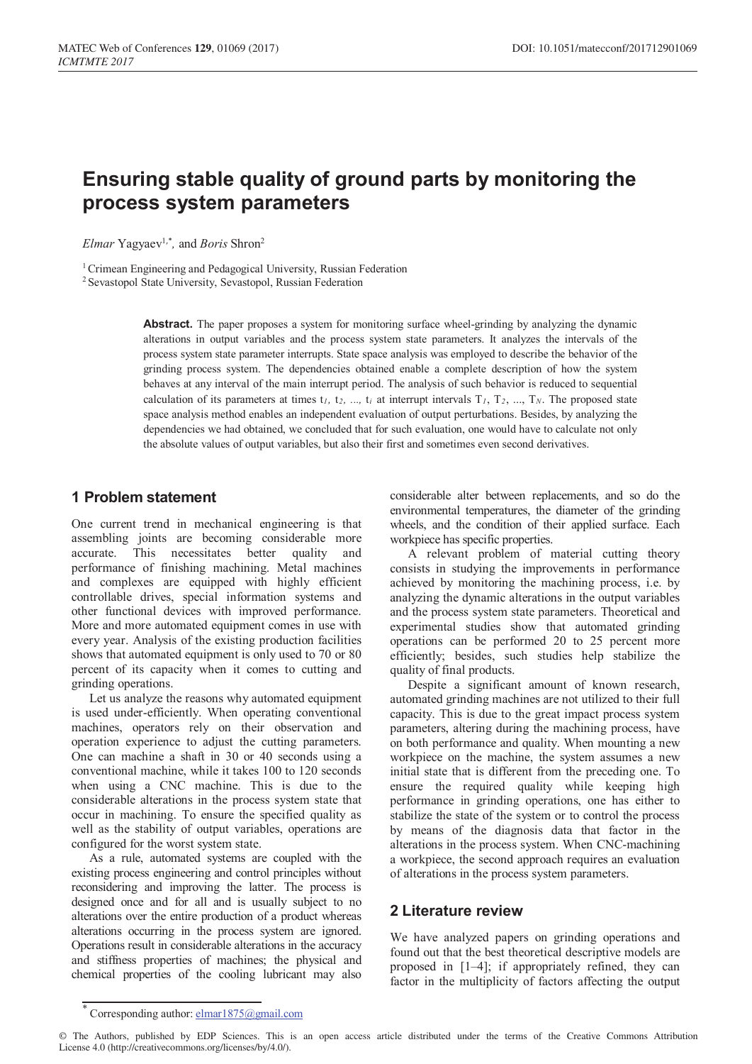# Ensuring stable quality of ground parts by monitoring the process system parameters

*Elmar* Yagyaev[1,*], and *Boris* Shron[2]

[1] Crimean Engineering and Pedagogical University, Russian Federation
[2] Sevastopol State University, Sevastopol, Russian Federation

**Abstract.** The paper proposes a system for monitoring surface wheel-grinding by analyzing the dynamic alterations in output variables and the process system state parameters. It analyzes the intervals of the process system state parameter interrupts. State space analysis was employed to describe the behavior of the grinding process system. The dependencies obtained enable a complete description of how the system behaves at any interval of the main interrupt period. The analysis of such behavior is reduced to sequential calculation of its parameters at times $t_1$, $t_2$, ..., $t_i$ at interrupt intervals $T_1$, $T_2$, ..., $T_N$. The proposed state space analysis method enables an independent evaluation of output perturbations. Besides, by analyzing the dependencies we had obtained, we concluded that for such evaluation, one would have to calculate not only the absolute values of output variables, but also their first and sometimes even second derivatives.

## 1 Problem statement

One current trend in mechanical engineering is that assembling joints are becoming considerable more accurate. This necessitates better quality and performance of finishing machining. Metal machines and complexes are equipped with highly efficient controllable drives, special information systems and other functional devices with improved performance. More and more automated equipment comes in use with every year. Analysis of the existing production facilities shows that automated equipment is only used to 70 or 80 percent of its capacity when it comes to cutting and grinding operations.

Let us analyze the reasons why automated equipment is used under-efficiently. When operating conventional machines, operators rely on their observation and operation experience to adjust the cutting parameters. One can machine a shaft in 30 or 40 seconds using a conventional machine, while it takes 100 to 120 seconds when using a CNC machine. This is due to the considerable alterations in the process system state that occur in machining. To ensure the specified quality as well as the stability of output variables, operations are configured for the worst system state.

As a rule, automated systems are coupled with the existing process engineering and control principles without reconsidering and improving the latter. The process is designed once and for all and is usually subject to no alterations over the entire production of a product whereas alterations occurring in the process system are ignored. Operations result in considerable alterations in the accuracy and stiffness properties of machines; the physical and chemical properties of the cooling lubricant may also considerable alter between replacements, and so do the environmental temperatures, the diameter of the grinding wheels, and the condition of their applied surface. Each workpiece has specific properties.

A relevant problem of material cutting theory consists in studying the improvements in performance achieved by monitoring the machining process, i.e. by analyzing the dynamic alterations in the output variables and the process system state parameters. Theoretical and experimental studies show that automated grinding operations can be performed 20 to 25 percent more efficiently; besides, such studies help stabilize the quality of final products.

Despite a significant amount of known research, automated grinding machines are not utilized to their full capacity. This is due to the great impact process system parameters, altering during the machining process, have on both performance and quality. When mounting a new workpiece on the machine, the system assumes a new initial state that is different from the preceding one. To ensure the required quality while keeping high performance in grinding operations, one has either to stabilize the state of the system or to control the process by means of the diagnosis data that factor in the alterations in the process system. When CNC-machining a workpiece, the second approach requires an evaluation of alterations in the process system parameters.

## 2 Literature review

We have analyzed papers on grinding operations and found out that the best theoretical descriptive models are proposed in [1–4]; if appropriately refined, they can factor in the multiplicity of factors affecting the output

[*] Corresponding author: elmar1875@gmail.com

© The Authors, published by EDP Sciences. This is an open access article distributed under the terms of the Creative Commons Attribution License 4.0 (http://creativecommons.org/licenses/by/4.0/).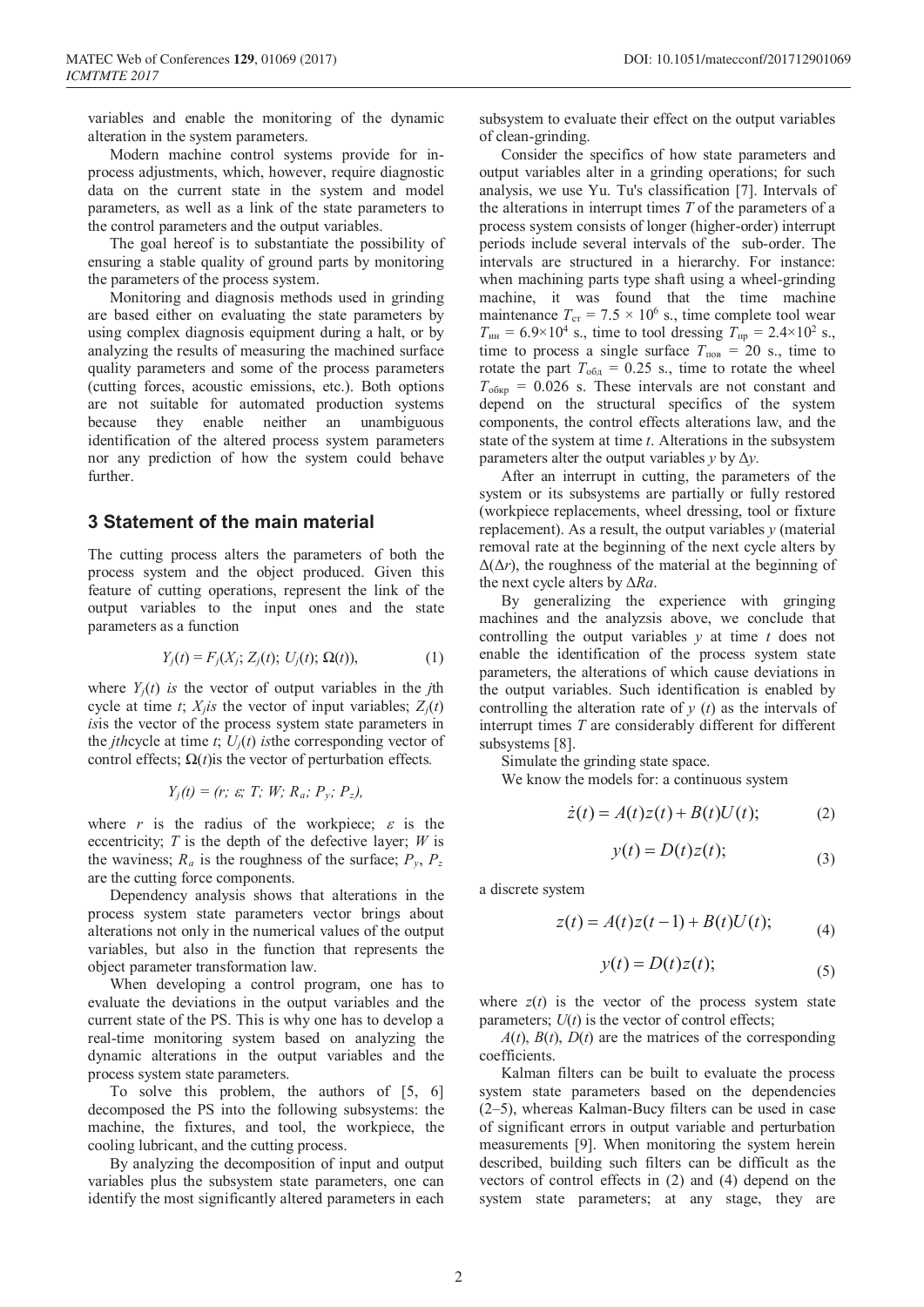variables and enable the monitoring of the dynamic alteration in the system parameters.

Modern machine control systems provide for in-process adjustments, which, however, require diagnostic data on the current state in the system and model parameters, as well as a link of the state parameters to the control parameters and the output variables.

The goal hereof is to substantiate the possibility of ensuring a stable quality of ground parts by monitoring the parameters of the process system.

Monitoring and diagnosis methods used in grinding are based either on evaluating the state parameters by using complex diagnosis equipment during a halt, or by analyzing the results of measuring the machined surface quality parameters and some of the process parameters (cutting forces, acoustic emissions, etc.). Both options are not suitable for automated production systems because they enable neither an unambiguous identification of the altered process system parameters nor any prediction of how the system could behave further.

## 3 Statement of the main material

The cutting process alters the parameters of both the process system and the object produced. Given this feature of cutting operations, represent the link of the output variables to the input ones and the state parameters as a function

$$Y_j(t) = F_j(X_j; Z_j(t); U_j(t); \Omega(t)), \tag{1}$$

where $Y_j(t)$ *is* the vector of output variables in the $j$th cycle at time $t$; $X_j$*is* the vector of input variables; $Z_j(t)$ *is*is the vector of the process system state parameters in the $j$*th*cycle at time $t$; $U_j(t)$ *is*the corresponding vector of control effects; $\Omega(t)$is the vector of perturbation effects.

$$Y_j(t) = (r;\ \varepsilon;\ T;\ W;\ R_a;\ P_y;\ P_z),$$

where $r$ is the radius of the workpiece; $\varepsilon$ is the eccentricity; $T$ is the depth of the defective layer; $W$ is the waviness; $R_a$ is the roughness of the surface; $P_y$, $P_z$ are the cutting force components.

Dependency analysis shows that alterations in the process system state parameters vector brings about alterations not only in the numerical values of the output variables, but also in the function that represents the object parameter transformation law.

When developing a control program, one has to evaluate the deviations in the output variables and the current state of the PS. This is why one has to develop a real-time monitoring system based on analyzing the dynamic alterations in the output variables and the process system state parameters.

To solve this problem, the authors of [5, 6] decomposed the PS into the following subsystems: the machine, the fixtures, and tool, the workpiece, the cooling lubricant, and the cutting process.

By analyzing the decomposition of input and output variables plus the subsystem state parameters, one can identify the most significantly altered parameters in each subsystem to evaluate their effect on the output variables of clean-grinding.

Consider the specifics of how state parameters and output variables alter in a grinding operations; for such analysis, we use Yu. Tu's classification [7]. Intervals of the alterations in interrupt times $T$ of the parameters of a process system consists of longer (higher-order) interrupt periods include several intervals of the sub-order. The intervals are structured in a hierarchy. For instance: when machining parts type shaft using a wheel-grinding machine, it was found that the time machine maintenance $T_{\text{ст}} = 7.5 \times 10^6$ s., time complete tool wear $T_{\text{ии}} = 6.9{\times}10^4$ s., time to tool dressing $T_{\text{пр}} = 2.4{\times}10^2$ s., time to process a single surface $T_{\text{пов}} = 20$ s., time to rotate the part $T_{\text{обд}} = 0.25$ s., time to rotate the wheel $T_{\text{обкр}} = 0.026$ s. These intervals are not constant and depend on the structural specifics of the system components, the control effects alterations law, and the state of the system at time $t$. Alterations in the subsystem parameters alter the output variables $y$ by $\Delta y$.

After an interrupt in cutting, the parameters of the system or its subsystems are partially or fully restored (workpiece replacements, wheel dressing, tool or fixture replacement). As a result, the output variables $y$ (material removal rate at the beginning of the next cycle alters by $\Delta(\Delta r)$, the roughness of the material at the beginning of the next cycle alters by $\Delta Ra$.

By generalizing the experience with gringing machines and the analyzsis above, we conclude that controlling the output variables $y$ at time $t$ does not enable the identification of the process system state parameters, the alterations of which cause deviations in the output variables. Such identification is enabled by controlling the alteration rate of $y$ $(t)$ as the intervals of interrupt times $T$ are considerably different for different subsystems [8].

Simulate the grinding state space.

We know the models for: a continuous system

$$\dot{z}(t) = A(t)z(t) + B(t)U(t); \tag{2}$$

$$y(t) = D(t)z(t); \tag{3}$$

a discrete system

$$z(t) = A(t)z(t-1) + B(t)U(t); \tag{4}$$

$$y(t) = D(t)z(t); \tag{5}$$

where $z(t)$ is the vector of the process system state parameters; $U(t)$ is the vector of control effects;

$A(t)$, $B(t)$, $D(t)$ are the matrices of the corresponding coefficients.

Kalman filters can be built to evaluate the process system state parameters based on the dependencies (2–5), whereas Kalman-Bucy filters can be used in case of significant errors in output variable and perturbation measurements [9]. When monitoring the system herein described, building such filters can be difficult as the vectors of control effects in (2) and (4) depend on the system state parameters; at any stage, they are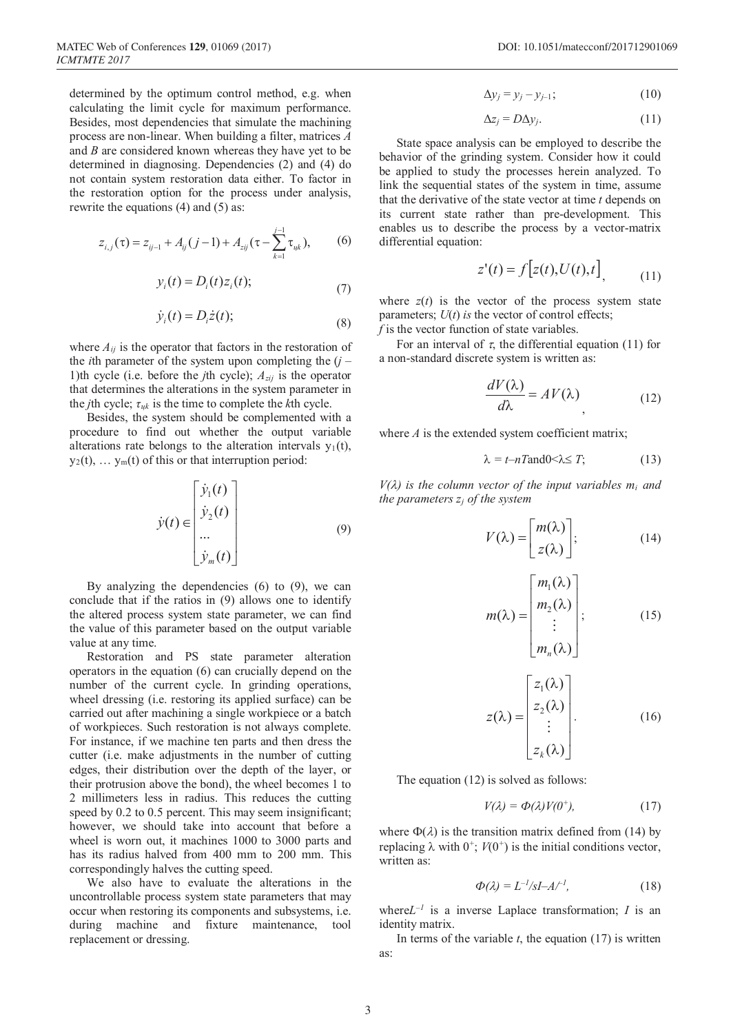determined by the optimum control method, e.g. when calculating the limit cycle for maximum performance. Besides, most dependencies that simulate the machining process are non-linear. When building a filter, matrices $A$ and $B$ are considered known whereas they have yet to be determined in diagnosing. Dependencies (2) and (4) do not contain system restoration data either. To factor in the restoration option for the process under analysis, rewrite the equations (4) and (5) as:

$$z_{i,j}(\tau) = z_{ij-1} + A_{ij}(j-1) + A_{zij}(\tau - \sum_{k=1}^{j-1} \tau_{\text{ц}k}), \tag{6}$$

$$y_i(t) = D_i(t) z_i(t); \tag{7}$$

$$\dot{y}_i(t) = D_i \dot{z}(t); \tag{8}$$

where $A_{ij}$ is the operator that factors in the restoration of the $i$th parameter of the system upon completing the $(j-1)$th cycle (i.e. before the $j$th cycle); $A_{zij}$ is the operator that determines the alterations in the system parameter in the $j$th cycle; $\tau_{\text{ц}k}$ is the time to complete the $k$th cycle.

Besides, the system should be complemented with a procedure to find out whether the output variable alterations rate belongs to the alteration intervals $y_1(t)$, $y_2(t)$, … $y_m(t)$ of this or that interruption period:

$$\dot{y}(t) \in \begin{bmatrix} \dot{y}_1(t) \\ \dot{y}_2(t) \\ \ldots \\ \dot{y}_m(t) \end{bmatrix} \tag{9}$$

By analyzing the dependencies (6) to (9), we can conclude that if the ratios in (9) allows one to identify the altered process system state parameter, we can find the value of this parameter based on the output variable value at any time.

Restoration and PS state parameter alteration operators in the equation (6) can crucially depend on the number of the current cycle. In grinding operations, wheel dressing (i.e. restoring its applied surface) can be carried out after machining a single workpiece or a batch of workpieces. Such restoration is not always complete. For instance, if we machine ten parts and then dress the cutter (i.e. make adjustments in the number of cutting edges, their distribution over the depth of the layer, or their protrusion above the bond), the wheel becomes 1 to 2 millimeters less in radius. This reduces the cutting speed by 0.2 to 0.5 percent. This may seem insignificant; however, we should take into account that before a wheel is worn out, it machines 1000 to 3000 parts and has its radius halved from 400 mm to 200 mm. This correspondingly halves the cutting speed.

We also have to evaluate the alterations in the uncontrollable process system state parameters that may occur when restoring its components and subsystems, i.e. during machine and fixture maintenance, tool replacement or dressing.

$$\Delta y_j = y_j - y_{j-1}; \tag{10}$$

$$\Delta z_j = D \Delta y_j. \tag{11}$$

State space analysis can be employed to describe the behavior of the grinding system. Consider how it could be applied to study the processes herein analyzed. To link the sequential states of the system in time, assume that the derivative of the state vector at time $t$ depends on its current state rather than pre-development. This enables us to describe the process by a vector-matrix differential equation:

$$z'(t) = f\left[z(t), U(t), t\right], \tag{11}$$

where $z(t)$ is the vector of the process system state parameters; $U(t)$ *is* the vector of control effects; $f$ is the vector function of state variables.

For an interval of $\tau$, the differential equation (11) for a non-standard discrete system is written as:

$$\frac{dV(\lambda)}{d\lambda} = AV(\lambda), \tag{12}$$

where $A$ is the extended system coefficient matrix;

$$\lambda = t - nT \text{ and } 0 < \lambda \leq T; \tag{13}$$

*$V(\lambda)$ is the column vector of the input variables $m_i$ and the parameters $z_j$ of the system*

$$V(\lambda) = \begin{bmatrix} m(\lambda) \\ z(\lambda) \end{bmatrix}; \tag{14}$$

$$m(\lambda) = \begin{bmatrix} m_1(\lambda) \\ m_2(\lambda) \\ \vdots \\ m_n(\lambda) \end{bmatrix}; \tag{15}$$

$$z(\lambda) = \begin{bmatrix} z_1(\lambda) \\ z_2(\lambda) \\ \vdots \\ z_k(\lambda) \end{bmatrix}. \tag{16}$$

The equation (12) is solved as follows:

$$V(\lambda) = \Phi(\lambda) V(0^+), \tag{17}$$

where $\Phi(\lambda)$ is the transition matrix defined from (14) by replacing $\lambda$ with $0^+$; $V(0^+)$ is the initial conditions vector, written as:

$$\Phi(\lambda) = L^{-1}/sI - A/^{-1}, \tag{18}$$

where $L^{-1}$ is a inverse Laplace transformation; $I$ is an identity matrix.

In terms of the variable $t$, the equation (17) is written as: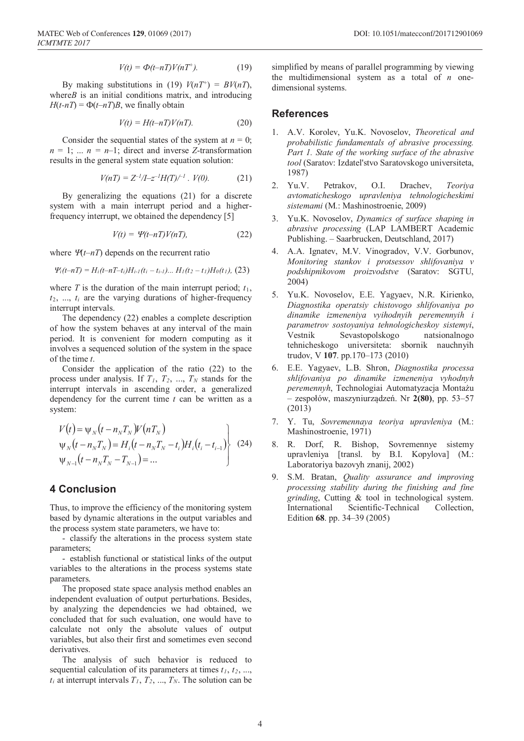$$V(t) = \Phi(t-nT)V(nT^{+}). \qquad (19)$$

By making substitutions in (19) $V(nT^{+}) = BV(nT)$, where$B$ is an initial conditions matrix, and introducing $H(t\text{-}nT) = \Phi(t\text{–}nT)B$, we finally obtain

$$V(t) = H(t-nT)V(nT). \qquad (20)$$

Consider the sequential states of the system at $n = 0$; $n = 1$; ... $n = n$–1; direct and inverse $Z$-transformation results in the general system state equation solution:

$$V(nT) = Z^{-1}/I-z^{-1}H(T)/^{-1} \cdot V(0). \qquad (21)$$

By generalizing the equations (21) for a discrete system with a main interrupt period and a higher-frequency interrupt, we obtained the dependency [5]

$$V(t) = \Psi(t-nT)V(nT), \qquad (22)$$

where $\Psi(t\text{–}nT)$ depends on the recurrent ratio

$$\Psi_i(t-nT) = H_i(t-nT-t_i)H_{i-1}(t_i - t_{i-1})\ldots H_1(t_2 - t_1)H_0(t_1), \qquad (23)$$

where $T$ is the duration of the main interrupt period; $t_1$, $t_2$, ..., $t_i$ are the varying durations of higher-frequency interrupt intervals.

The dependency (22) enables a complete description of how the system behaves at any interval of the main period. It is convenient for modern computing as it involves a sequenced solution of the system in the space of the time $t$.

Consider the application of the ratio (22) to the process under analysis. If $T_1$, $T_2$, ..., $T_N$ stands for the interrupt intervals in ascending order, a generalized dependency for the current time $t$ can be written as a system:

$$\left.\begin{aligned} V(t) &= \psi_N\left(t - n_N T_N\right)V\left(nT_N\right) \\ \psi_N\left(t - n_N T_N\right) &= H_i\left(t - n_N T_N - t_i\right)H_i\left(t_i - t_{i-1}\right) \\ \psi_{N-1}\left(t - n_N T_N - T_{N-1}\right) &= \ldots \end{aligned}\right\} \qquad (24)$$

## 4 Conclusion

Thus, to improve the efficiency of the monitoring system based by dynamic alterations in the output variables and the process system state parameters, we have to:

- classify the alterations in the process system state parameters;

- establish functional or statistical links of the output variables to the alterations in the process systems state parameters.

The proposed state space analysis method enables an independent evaluation of output perturbations. Besides, by analyzing the dependencies we had obtained, we concluded that for such evaluation, one would have to calculate not only the absolute values of output variables, but also their first and sometimes even second derivatives.

The analysis of such behavior is reduced to sequential calculation of its parameters at times $t_1$, $t_2$, ..., $t_i$ at interrupt intervals $T_1$, $T_2$, ..., $T_N$. The solution can be simplified by means of parallel programming by viewing the multidimensional system as a total of $n$ one-dimensional systems.

## References

1. A.V. Korolev, Yu.K. Novoselov, *Theoretical and probabilistic fundamentals of abrasive processing. Part 1. State of the working surface of the abrasive tool* (Saratov: Izdatel'stvo Saratovskogo universiteta, 1987)
2. Yu.V. Petrakov, O.I. Drachev, *Teoriya avtomaticheskogo upravleniya tehnologicheskimi sistemami* (M.: Mashinostroenie, 2009)
3. Yu.K. Novoselov, *Dynamics of surface shaping in abrasive processing* (LAP LAMBERT Academic Publishing. – Saarbrucken, Deutschland, 2017)
4. A.A. Ignatev, M.V. Vinogradov, V.V. Gorbunov, *Monitoring stankov i protsessov shlifovaniya v podshipnikovom proizvodstve* (Saratov: SGTU, 2004)
5. Yu.K. Novoselov, E.E. Yagyaev, N.R. Kirienko, *Diagnostika operatsiy chistovogo shlifovaniya po dinamike izmeneniya vyihodnyih peremennyih i parametrov sostoyaniya tehnologicheskoy sistemyi*, Vestnik Sevastopolskogo natsionalnogo tehnicheskogo universiteta: sbornik nauchnyih trudov, V **107**. pp.170–173 (2010)
6. E.E. Yagyaev, L.B. Shron, *Diagnostika processa shlifovaniya po dinamike izmeneniya vyhodnyh peremennyh*, Technologiai Automatyzacja Montażu – zespołów, maszyniurządzeń. Nr **2(80)**, pp. 53–57 (2013)
7. Y. Tu, *Sovremennaya teoriya upravleniya* (M.: Mashinostroenie, 1971)
8. R. Dorf, R. Bishop, Sovremennye sistemy upravleniya [transl. by B.I. Kopylova] (M.: Laboratoriya bazovyh znanij, 2002)
9. S.M. Bratan, *Quality assurance and improving processing stability during the finishing and fine grinding*, Cutting & tool in technological system. International Scientific-Technical Collection, Edition **68**. pp. 34–39 (2005)